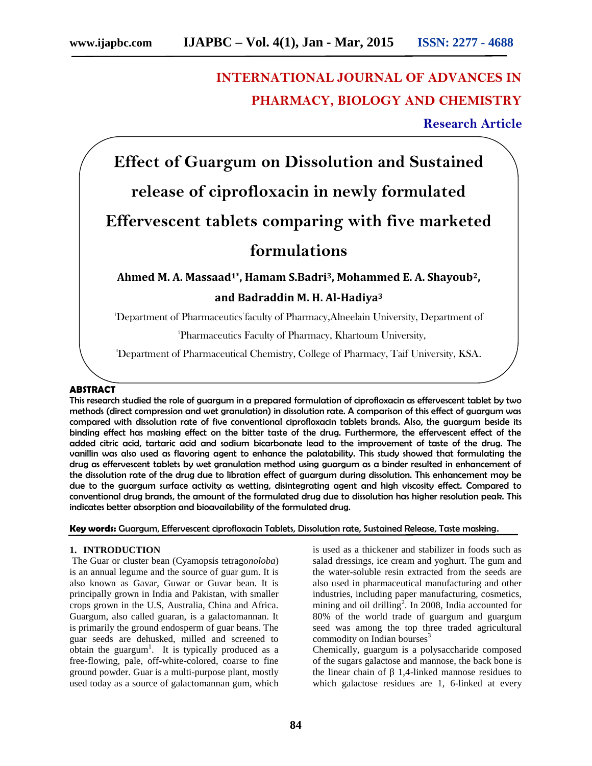INTERNATIONAL JOURNAL OF ADVANCES IN PHARMACY, BIOLOGY AND CHEMISTRY

**Research Article**

# Effect of Guargum on Dissolution and Sustained release of ciprofloxacin in newly formulated Effervescent tablets comparing with five marketed formulations

**Ahmed M. A. Massaad[1*], Hamam S.Badri[3], Mohammed E. A. Shayoub[2], and Badraddin M. H. Al-Hadiya[3]**

[1]Department of Pharmaceutics faculty of Pharmacy,Alneelain University, Department of

[2]Pharmaceutics Faculty of Pharmacy, Khartoum University,

[3]Department of Pharmaceutical Chemistry, College of Pharmacy, Taif University, KSA.

## ABSTRACT

This research studied the role of guargum in a prepared formulation of ciprofloxacin as effervescent tablet by two methods (direct compression and wet granulation) in dissolution rate. A comparison of this effect of guargum was compared with dissolution rate of five conventional ciprofloxacin tablets brands. Also, the guargum beside its binding effect has masking effect on the bitter taste of the drug. Furthermore, the effervescent effect of the added citric acid, tartaric acid and sodium bicarbonate lead to the improvement of taste of the drug. The vanillin was also used as flavoring agent to enhance the palatability. This study showed that formulating the drug as effervescent tablets by wet granulation method using guargum as a binder resulted in enhancement of the dissolution rate of the drug due to libration effect of guargum during dissolution. This enhancement may be due to the guargum surface activity as wetting, disintegrating agent and high viscosity effect. Compared to conventional drug brands, the amount of the formulated drug due to dissolution has higher resolution peak. This indicates better absorption and bioavailability of the formulated drug.

**Key words:** Guargum, Effervescent ciprofloxacin Tablets, Dissolution rate, Sustained Release, Taste masking.

## 1. INTRODUCTION

The Guar or cluster bean (Cyamopsis tetrago*noloba*) is an annual legume and the source of guar gum. It is also known as Gavar, Guwar or Guvar bean. It is principally grown in India and Pakistan, with smaller crops grown in the U.S, Australia, China and Africa. Guargum, also called guaran, is a galactomannan. It is primarily the ground endosperm of guar beans. The guar seeds are dehusked, milled and screened to obtain the guargum[1]. It is typically produced as a free-flowing, pale, off-white-colored, coarse to fine ground powder. Guar is a multi-purpose plant, mostly used today as a source of galactomannan gum, which is used as a thickener and stabilizer in foods such as salad dressings, ice cream and yoghurt. The gum and the water-soluble resin extracted from the seeds are also used in pharmaceutical manufacturing and other industries, including paper manufacturing, cosmetics, mining and oil drilling[2]. In 2008, India accounted for 80% of the world trade of guargum and guargum seed was among the top three traded agricultural commodity on Indian bourses[3]

Chemically, guargum is a polysaccharide composed of the sugars galactose and mannose, the back bone is the linear chain of β 1,4-linked mannose residues to which galactose residues are 1, 6-linked at every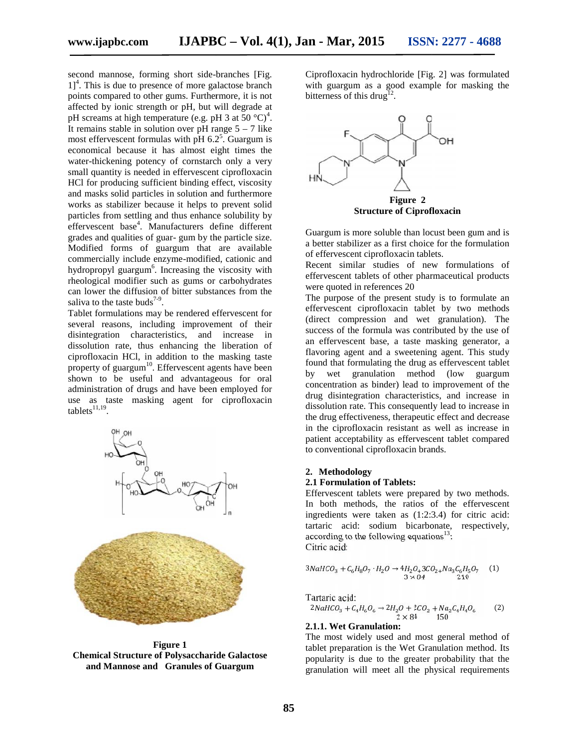second mannose, forming short side-branches [Fig. 1][4]. This is due to presence of more galactose branch points compared to other gums. Furthermore, it is not affected by ionic strength or pH, but will degrade at pH screams at high temperature (e.g. pH 3 at 50 °C)[4]. It remains stable in solution over pH range 5 – 7 like most effervescent formulas with pH 6.2[5]. Guargum is economical because it has almost eight times the water-thickening potency of cornstarch only a very small quantity is needed in effervescent ciprofloxacin HCl for producing sufficient binding effect, viscosity and masks solid particles in solution and furthermore works as stabilizer because it helps to prevent solid particles from settling and thus enhance solubility by effervescent base[4]. Manufacturers define different grades and qualities of guar- gum by the particle size. Modified forms of guargum that are available commercially include enzyme-modified, cationic and hydropropyl guargum[6]. Increasing the viscosity with rheological modifier such as gums or carbohydrates can lower the diffusion of bitter substances from the saliva to the taste buds[7-9].

Tablet formulations may be rendered effervescent for several reasons, including improvement of their disintegration characteristics, and increase in dissolution rate, thus enhancing the liberation of ciprofloxacin HCl, in addition to the masking taste property of guargum[10]. Effervescent agents have been shown to be useful and advantageous for oral administration of drugs and have been employed for use as taste masking agent for ciprofloxacin tablets[11,19].

**Figure 1**
**Chemical Structure of Polysaccharide Galactose and Mannose and Granules of Guargum**

Ciprofloxacin hydrochloride [Fig. 2] was formulated with guargum as a good example for masking the bitterness of this drug[12].

**Figure 2**
**Structure of Ciprofloxacin**

Guargum is more soluble than locust been gum and is a better stabilizer as a first choice for the formulation of effervescent ciprofloxacin tablets.

Recent similar studies of new formulations of effervescent tablets of other pharmaceutical products were quoted in references 20

The purpose of the present study is to formulate an effervescent ciprofloxacin tablet by two methods (direct compression and wet granulation). The success of the formula was contributed by the use of an effervescent base, a taste masking generator, a flavoring agent and a sweetening agent. This study found that formulating the drug as effervescent tablet by wet granulation method (low guargum concentration as binder) lead to improvement of the drug disintegration characteristics, and increase in dissolution rate. This consequently lead to increase in the drug effectiveness, therapeutic effect and decrease in the ciprofloxacin resistant as well as increase in patient acceptability as effervescent tablet compared to conventional ciprofloxacin brands.

## 2. Methodology

### 2.1 Formulation of Tablets:

Effervescent tablets were prepared by two methods. In both methods, the ratios of the effervescent ingredients were taken as (1:2:3.4) for citric acid: tartaric acid: sodium bicarbonate, respectively, according to the following equations[13]:

Citric acid:

$$\underset{3\times 84}{3NaHCO_3} + C_6H_8O_7\cdot H_2O \rightarrow 4H_2O + 3CO_2 + \underset{210}{Na_3C_6H_5O_7} \quad (1)$$

Tartaric acid:

$$\underset{2\times 84}{2NaHCO_3} + C_4H_6O_6 \rightarrow 2H_2O + 2CO_2 + \underset{150}{Na_2C_4H_4O_6} \quad (2)$$

#### 2.1.1. Wet Granulation:

The most widely used and most general method of tablet preparation is the Wet Granulation method. Its popularity is due to the greater probability that the granulation will meet all the physical requirements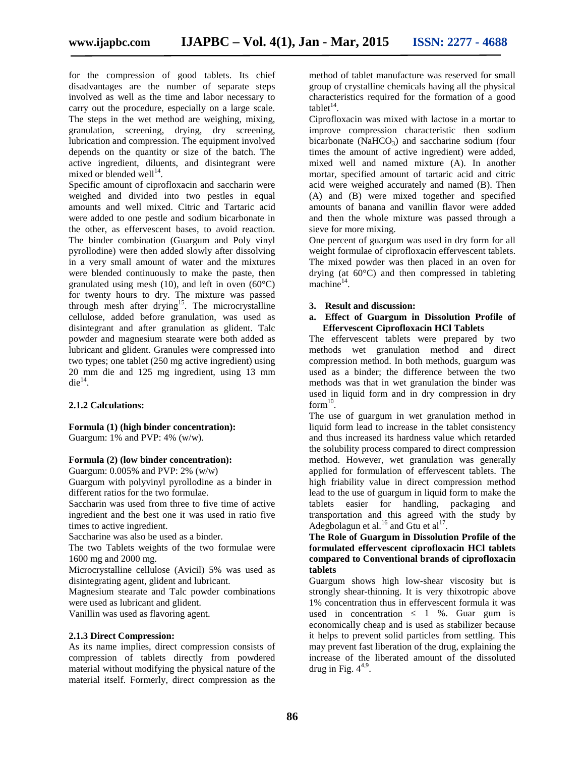for the compression of good tablets. Its chief disadvantages are the number of separate steps involved as well as the time and labor necessary to carry out the procedure, especially on a large scale. The steps in the wet method are weighing, mixing, granulation, screening, drying, dry screening, lubrication and compression. The equipment involved depends on the quantity or size of the batch. The active ingredient, diluents, and disintegrant were mixed or blended well[14].

Specific amount of ciprofloxacin and saccharin were weighed and divided into two pestles in equal amounts and well mixed. Citric and Tartaric acid were added to one pestle and sodium bicarbonate in the other, as effervescent bases, to avoid reaction. The binder combination (Guargum and Poly vinyl pyrollodine) were then added slowly after dissolving in a very small amount of water and the mixtures were blended continuously to make the paste, then granulated using mesh (10), and left in oven (60°C) for twenty hours to dry. The mixture was passed through mesh after drying[15]. The microcrystalline cellulose, added before granulation, was used as disintegrant and after granulation as glident. Talc powder and magnesium stearate were both added as lubricant and glident. Granules were compressed into two types; one tablet (250 mg active ingredient) using 20 mm die and 125 mg ingredient, using 13 mm die[14].

### 2.1.2 Calculations:

**Formula (1) (high binder concentration):**
Guargum: 1% and PVP: 4% (w/w).

**Formula (2) (low binder concentration):**
Guargum: 0.005% and PVP: 2% (w/w)

Guargum with polyvinyl pyrollodine as a binder in different ratios for the two formulae.

Saccharin was used from three to five time of active ingredient and the best one it was used in ratio five times to active ingredient.

Saccharine was also be used as a binder.

The two Tablets weights of the two formulae were 1600 mg and 2000 mg.

Microcrystalline cellulose (Avicil) 5% was used as disintegrating agent, glident and lubricant.

Magnesium stearate and Talc powder combinations were used as lubricant and glident.

Vanillin was used as flavoring agent.

### 2.1.3 Direct Compression:

As its name implies, direct compression consists of compression of tablets directly from powdered material without modifying the physical nature of the material itself. Formerly, direct compression as the method of tablet manufacture was reserved for small group of crystalline chemicals having all the physical characteristics required for the formation of a good tablet[14].

Ciprofloxacin was mixed with lactose in a mortar to improve compression characteristic then sodium bicarbonate ($NaHCO_3$) and saccharine sodium (four times the amount of active ingredient) were added, mixed well and named mixture (A). In another mortar, specified amount of tartaric acid and citric acid were weighed accurately and named (B). Then (A) and (B) were mixed together and specified amounts of banana and vanillin flavor were added and then the whole mixture was passed through a sieve for more mixing.

One percent of guargum was used in dry form for all weight formulae of ciprofloxacin effervescent tablets. The mixed powder was then placed in an oven for drying (at 60°C) and then compressed in tableting machine[14].

## 3. Result and discussion:

### a. Effect of Guargum in Dissolution Profile of Effervescent Ciprofloxacin HCl Tablets

The effervescent tablets were prepared by two methods wet granulation method and direct compression method. In both methods, guargum was used as a binder; the difference between the two methods was that in wet granulation the binder was used in liquid form and in dry compression in dry form[10].

The use of guargum in wet granulation method in liquid form lead to increase in the tablet consistency and thus increased its hardness value which retarded the solubility process compared to direct compression method. However, wet granulation was generally applied for formulation of effervescent tablets. The high friability value in direct compression method lead to the use of guargum in liquid form to make the tablets easier for handling, packaging and transportation and this agreed with the study by Adegbolagun et al.[16] and Gtu et al[17].

**The Role of Guargum in Dissolution Profile of the formulated effervescent ciprofloxacin HCl tablets compared to Conventional brands of ciprofloxacin tablets**

Guargum shows high low-shear viscosity but is strongly shear-thinning. It is very thixotropic above 1% concentration thus in effervescent formula it was used in concentration ≤ 1 %. Guar gum is economically cheap and is used as stabilizer because it helps to prevent solid particles from settling. This may prevent fast liberation of the drug, explaining the increase of the liberated amount of the dissoluted drug in Fig. 4[4,9].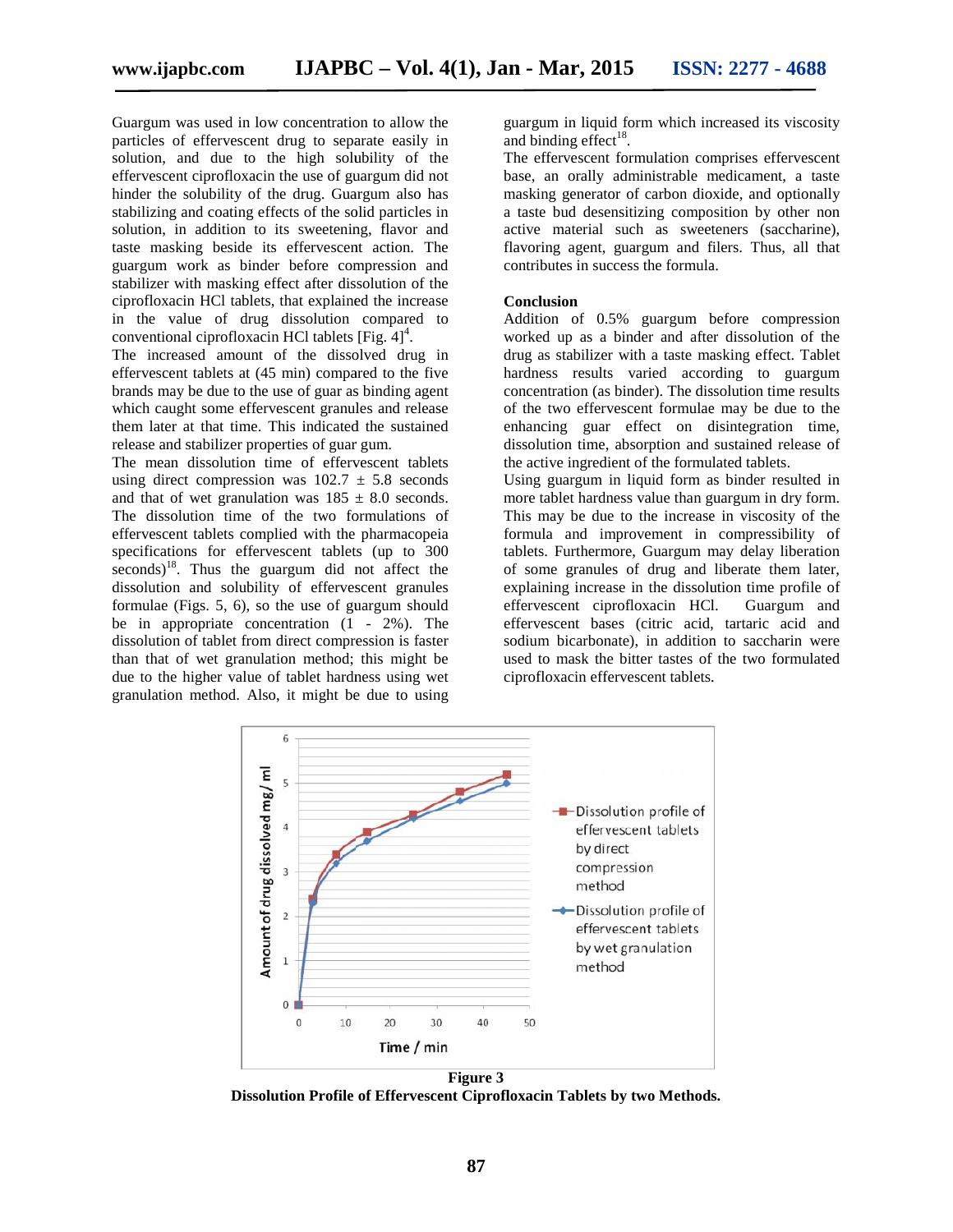Guargum was used in low concentration to allow the particles of effervescent drug to separate easily in solution, and due to the high solubility of the effervescent ciprofloxacin the use of guargum did not hinder the solubility of the drug. Guargum also has stabilizing and coating effects of the solid particles in solution, in addition to its sweetening, flavor and taste masking beside its effervescent action. The guargum work as binder before compression and stabilizer with masking effect after dissolution of the ciprofloxacin HCl tablets, that explained the increase in the value of drug dissolution compared to conventional ciprofloxacin HCl tablets [Fig. 4][4].

The increased amount of the dissolved drug in effervescent tablets at (45 min) compared to the five brands may be due to the use of guar as binding agent which caught some effervescent granules and release them later at that time. This indicated the sustained release and stabilizer properties of guar gum.

The mean dissolution time of effervescent tablets using direct compression was 102.7 ± 5.8 seconds and that of wet granulation was 185 ± 8.0 seconds. The dissolution time of the two formulations of effervescent tablets complied with the pharmacopeia specifications for effervescent tablets (up to 300 seconds)[18]. Thus the guargum did not affect the dissolution and solubility of effervescent granules formulae (Figs. 5, 6), so the use of guargum should be in appropriate concentration (1 - 2%). The dissolution of tablet from direct compression is faster than that of wet granulation method; this might be due to the higher value of tablet hardness using wet granulation method. Also, it might be due to using guargum in liquid form which increased its viscosity and binding effect[18].

The effervescent formulation comprises effervescent base, an orally administrable medicament, a taste masking generator of carbon dioxide, and optionally a taste bud desensitizing composition by other non active material such as sweeteners (saccharine), flavoring agent, guargum and filers. Thus, all that contributes in success the formula.

## Conclusion

Addition of 0.5% guargum before compression worked up as a binder and after dissolution of the drug as stabilizer with a taste masking effect. Tablet hardness results varied according to guargum concentration (as binder). The dissolution time results of the two effervescent formulae may be due to the enhancing guar effect on disintegration time, dissolution time, absorption and sustained release of the active ingredient of the formulated tablets.

Using guargum in liquid form as binder resulted in more tablet hardness value than guargum in dry form. This may be due to the increase in viscosity of the formula and improvement in compressibility of tablets. Furthermore, Guargum may delay liberation of some granules of drug and liberate them later, explaining increase in the dissolution time profile of effervescent ciprofloxacin HCl. Guargum and effervescent bases (citric acid, tartaric acid and sodium bicarbonate), in addition to saccharin were used to mask the bitter tastes of the two formulated ciprofloxacin effervescent tablets.

**Figure 3**

**Dissolution Profile of Effervescent Ciprofloxacin Tablets by two Methods.**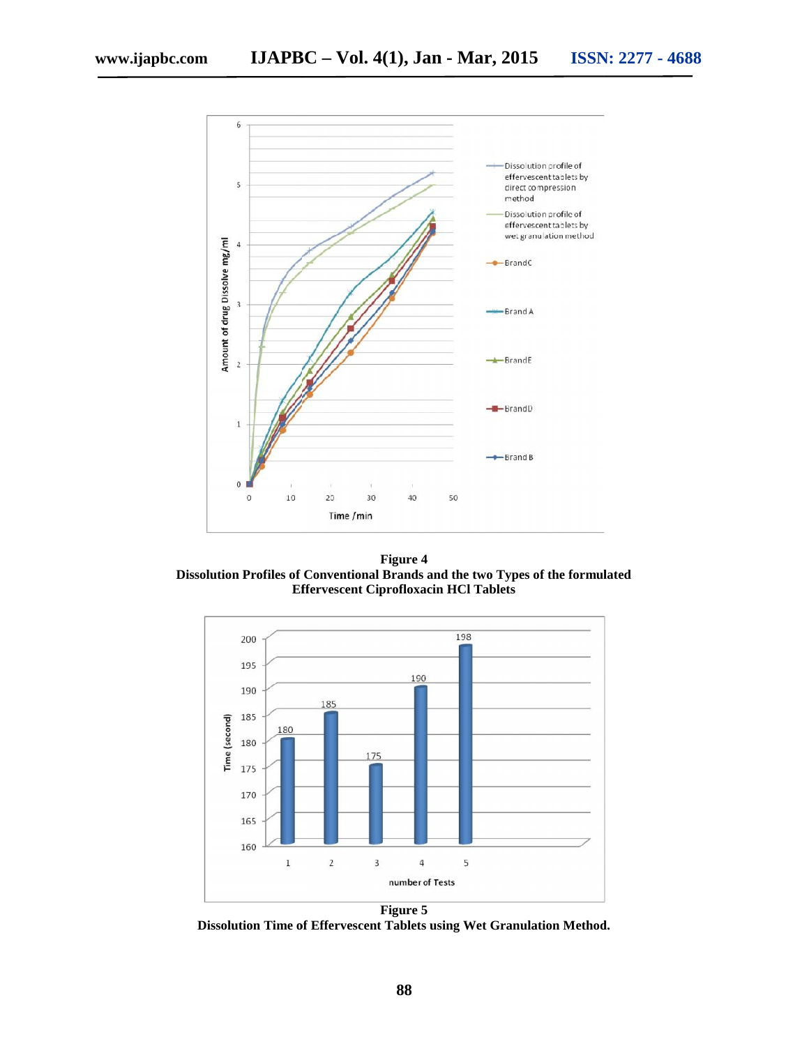**Figure 4**
**Dissolution Profiles of Conventional Brands and the two Types of the formulated Effervescent Ciprofloxacin HCl Tablets**

**Figure 5**
**Dissolution Time of Effervescent Tablets using Wet Granulation Method.**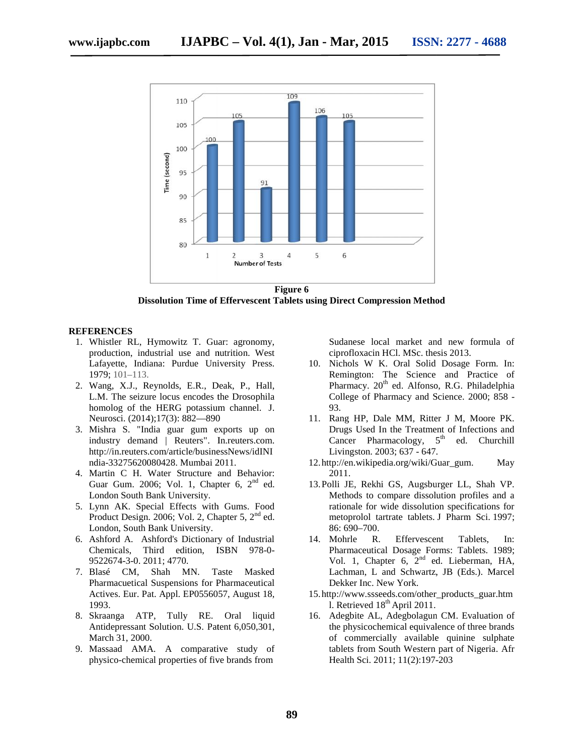**Figure 6**
**Dissolution Time of Effervescent Tablets using Direct Compression Method**

## REFERENCES

1. Whistler RL, Hymowitz T. Guar: agronomy, production, industrial use and nutrition. West Lafayette, Indiana: Purdue University Press. 1979; 101–113.
2. Wang, X.J., Reynolds, E.R., Deak, P., Hall, L.M. The seizure locus encodes the Drosophila homolog of the HERG potassium channel. J. Neurosci. (2014);17(3): 882—890
3. Mishra S. "India guar gum exports up on industry demand | Reuters". In.reuters.com. http://in.reuters.com/article/businessNews/idINIndia-33275620080428. Mumbai 2011.
4. Martin C H. Water Structure and Behavior: Guar Gum. 2006; Vol. 1, Chapter 6, 2nd ed. London South Bank University.
5. Lynn AK. Special Effects with Gums. Food Product Design. 2006; Vol. 2, Chapter 5, 2nd ed. London, South Bank University.
6. Ashford A. Ashford's Dictionary of Industrial Chemicals, Third edition, ISBN 978-0-9522674-3-0. 2011; 4770.
7. Blasé CM, Shah MN. Taste Masked Pharmacuetical Suspensions for Pharmaceutical Actives. Eur. Pat. Appl. EP0556057, August 18, 1993.
8. Skraanga ATP, Tully RE. Oral liquid Antidepressant Solution. U.S. Patent 6,050,301, March 31, 2000.
9. Massaad AMA. A comparative study of physico-chemical properties of five brands from Sudanese local market and new formula of ciprofloxacin HCl. MSc. thesis 2013.
10. Nichols W K. Oral Solid Dosage Form. In: Remington: The Science and Practice of Pharmacy. 20th ed. Alfonso, R.G. Philadelphia College of Pharmacy and Science. 2000; 858 - 93.
11. Rang HP, Dale MM, Ritter J M, Moore PK. Drugs Used In the Treatment of Infections and Cancer Pharmacology, 5th ed. Churchill Livingston. 2003; 637 - 647.
12. http://en.wikipedia.org/wiki/Guar_gum. May 2011.
13. Polli JE, Rekhi GS, Augsburger LL, Shah VP. Methods to compare dissolution profiles and a rationale for wide dissolution specifications for metoprolol tartrate tablets. J Pharm Sci. 1997; 86: 690–700.
14. Mohrle R. Effervescent Tablets, In: Pharmaceutical Dosage Forms: Tablets. 1989; Vol. 1, Chapter 6, 2nd ed. Lieberman, HA, Lachman, L and Schwartz, JB (Eds.). Marcel Dekker Inc. New York.
15. http://www.ssseeds.com/other_products_guar.html. Retrieved 18th April 2011.
16. Adegbite AL, Adegbolagun CM. Evaluation of the physicochemical equivalence of three brands of commercially available quinine sulphate tablets from South Western part of Nigeria. Afr Health Sci. 2011; 11(2):197-203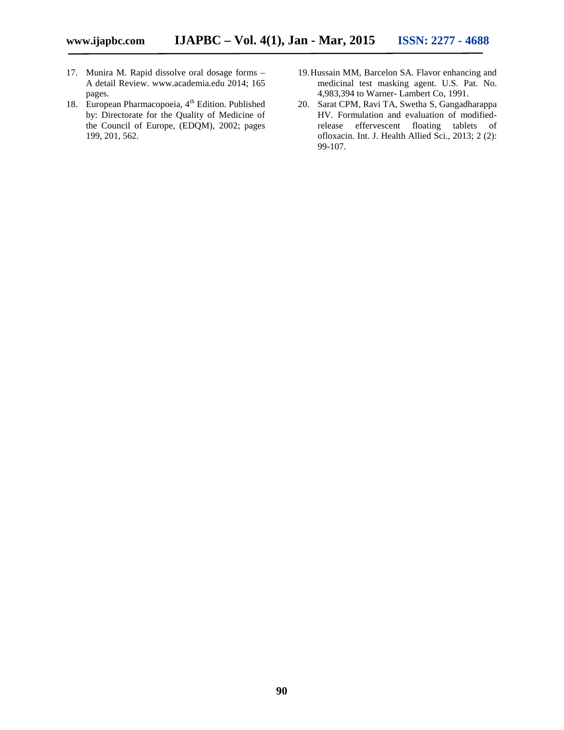17. Munira M. Rapid dissolve oral dosage forms – A detail Review. www.academia.edu 2014; 165 pages.
18. European Pharmacopoeia, 4th Edition. Published by: Directorate for the Quality of Medicine of the Council of Europe, (EDQM), 2002; pages 199, 201, 562.
19. Hussain MM, Barcelon SA. Flavor enhancing and medicinal test masking agent. U.S. Pat. No. 4,983,394 to Warner- Lambert Co, 1991.
20. Sarat CPM, Ravi TA, Swetha S, Gangadharappa HV. Formulation and evaluation of modified-release effervescent floating tablets of ofloxacin. Int. J. Health Allied Sci., 2013; 2 (2): 99-107.